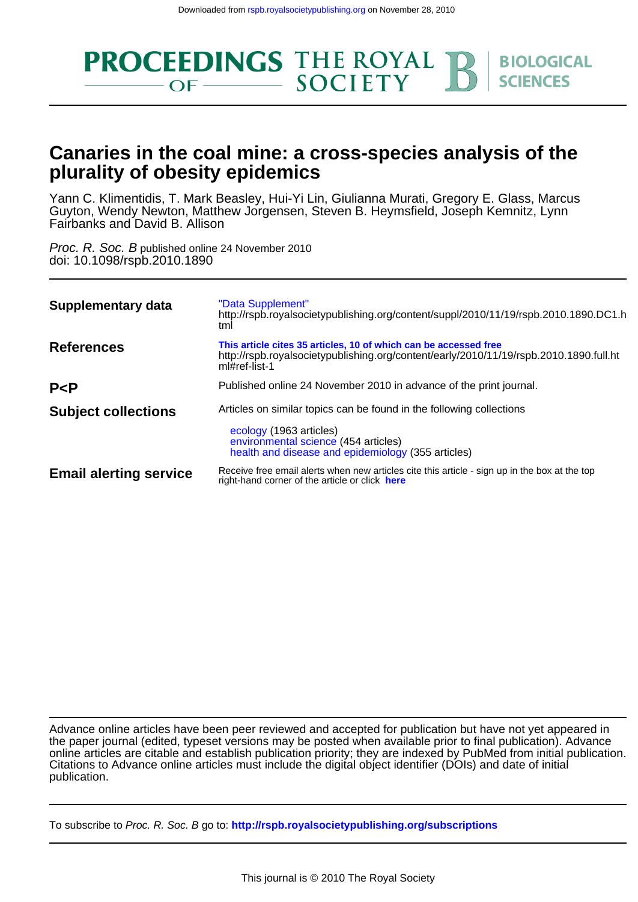Downloaded from rspb.royalsocietypublishing.org on November 28, 2010

# Canaries in the coal mine: a cross-species analysis of the plurality of obesity epidemics

Yann C. Klimentidis, T. Mark Beasley, Hui-Yi Lin, Giulianna Murati, Gregory E. Glass, Marcus Guyton, Wendy Newton, Matthew Jorgensen, Steven B. Heymsfield, Joseph Kemnitz, Lynn Fairbanks and David B. Allison

*Proc. R. Soc. B* published online 24 November 2010
doi: 10.1098/rspb.2010.1890

| | |
|---|---|
| **Supplementary data** | "Data Supplement" http://rspb.royalsocietypublishing.org/content/suppl/2010/11/19/rspb.2010.1890.DC1.html |
| **References** | **This article cites 35 articles, 10 of which can be accessed free** http://rspb.royalsocietypublishing.org/content/early/2010/11/19/rspb.2010.1890.full.html#ref-list-1 |
| **P<P** | Published online 24 November 2010 in advance of the print journal. |
| **Subject collections** | Articles on similar topics can be found in the following collections<br><br>ecology (1963 articles)<br>environmental science (454 articles)<br>health and disease and epidemiology (355 articles) |
| **Email alerting service** | Receive free email alerts when new articles cite this article - sign up in the box at the top right-hand corner of the article or click **here** |

Advance online articles have been peer reviewed and accepted for publication but have not yet appeared in the paper journal (edited, typeset versions may be posted when available prior to final publication). Advance online articles are citable and establish publication priority; they are indexed by PubMed from initial publication. Citations to Advance online articles must include the digital object identifier (DOIs) and date of initial publication.

To subscribe to *Proc. R. Soc. B* go to: **http://rspb.royalsocietypublishing.org/subscriptions**

This journal is © 2010 The Royal Society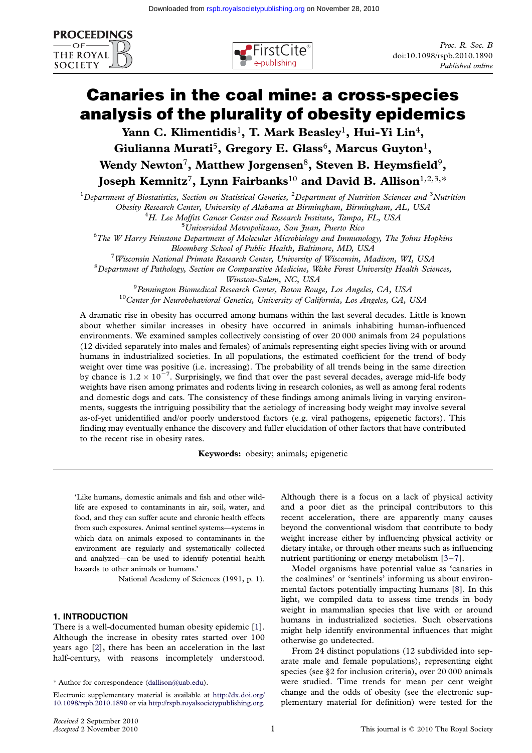# Canaries in the coal mine: a cross-species analysis of the plurality of obesity epidemics

Yann C. Klimentidis[1], T. Mark Beasley[1], Hui-Yi Lin[4], Giulianna Murati[5], Gregory E. Glass[6], Marcus Guyton[1], Wendy Newton[7], Matthew Jorgensen[8], Steven B. Heymsfield[9], Joseph Kemnitz[7], Lynn Fairbanks[10] and David B. Allison[1,2,3,*]

[1]Department of Biostatistics, Section on Statistical Genetics, [2]Department of Nutrition Sciences and [3]Nutrition Obesity Research Center, University of Alabama at Birmingham, Birmingham, AL, USA

[4]H. Lee Moffitt Cancer Center and Research Institute, Tampa, FL, USA

[5]Universidad Metropolitana, San Juan, Puerto Rico

[6]The W Harry Feinstone Department of Molecular Microbiology and Immunology, The Johns Hopkins Bloomberg School of Public Health, Baltimore, MD, USA

[7]Wisconsin National Primate Research Center, University of Wisconsin, Madison, WI, USA

[8]Department of Pathology, Section on Comparative Medicine, Wake Forest University Health Sciences, Winston-Salem, NC, USA

[9]Pennington Biomedical Research Center, Baton Rouge, Los Angeles, CA, USA

[10]Center for Neurobehavioral Genetics, University of California, Los Angeles, CA, USA

A dramatic rise in obesity has occurred among humans within the last several decades. Little is known about whether similar increases in obesity have occurred in animals inhabiting human-influenced environments. We examined samples collectively consisting of over 20 000 animals from 24 populations (12 divided separately into males and females) of animals representing eight species living with or around humans in industrialized societies. In all populations, the estimated coefficient for the trend of body weight over time was positive (i.e. increasing). The probability of all trends being in the same direction by chance is $1.2 \times 10^{-7}$. Surprisingly, we find that over the past several decades, average mid-life body weights have risen among primates and rodents living in research colonies, as well as among feral rodents and domestic dogs and cats. The consistency of these findings among animals living in varying environments, suggests the intriguing possibility that the aetiology of increasing body weight may involve several as-of-yet unidentified and/or poorly understood factors (e.g. viral pathogens, epigenetic factors). This finding may eventually enhance the discovery and fuller elucidation of other factors that have contributed to the recent rise in obesity rates.

**Keywords:** obesity; animals; epigenetic

> 'Like humans, domestic animals and fish and other wildlife are exposed to contaminants in air, soil, water, and food, and they can suffer acute and chronic health effects from such exposures. Animal sentinel systems—systems in which data on animals exposed to contaminants in the environment are regularly and systematically collected and analyzed—can be used to identify potential health hazards to other animals or humans.'
>
> National Academy of Sciences (1991, p. 1).

## 1. INTRODUCTION

There is a well-documented human obesity epidemic [1]. Although the increase in obesity rates started over 100 years ago [2], there has been an acceleration in the last half-century, with reasons incompletely understood. Although there is a focus on a lack of physical activity and a poor diet as the principal contributors to this recent acceleration, there are apparently many causes beyond the conventional wisdom that contribute to body weight increase either by influencing physical activity or dietary intake, or through other means such as influencing nutrient partitioning or energy metabolism [3–7].

Model organisms have potential value as 'canaries in the coalmines' or 'sentinels' informing us about environmental factors potentially impacting humans [8]. In this light, we compiled data to assess time trends in body weight in mammalian species that live with or around humans in industrialized societies. Such observations might help identify environmental influences that might otherwise go undetected.

From 24 distinct populations (12 subdivided into separate male and female populations), representing eight species (see §2 for inclusion criteria), over 20 000 animals were studied. Time trends for mean per cent weight change and the odds of obesity (see the electronic supplementary material for definition) were tested for the

\* Author for correspondence (dallison@uab.edu).

Electronic supplementary material is available at http://dx.doi.org/10.1098/rspb.2010.1890 or via http://rspb.royalsocietypublishing.org.

*Received* 2 September 2010
*Accepted* 2 November 2010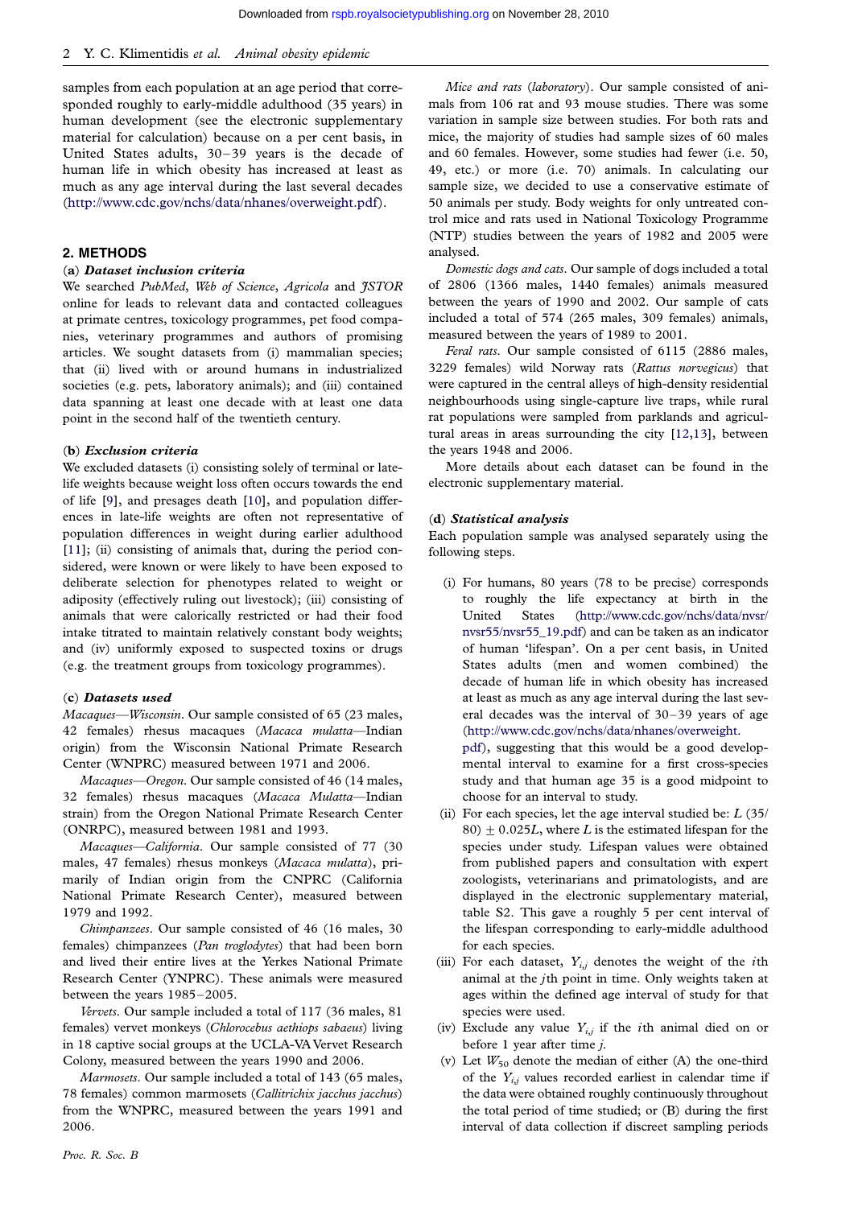samples from each population at an age period that corresponded roughly to early-middle adulthood (35 years) in human development (see the electronic supplementary material for calculation) because on a per cent basis, in United States adults, 30–39 years is the decade of human life in which obesity has increased at least as much as any age interval during the last several decades (http://www.cdc.gov/nchs/data/nhanes/overweight.pdf).

## 2. METHODS

### (a) *Dataset inclusion criteria*

We searched *PubMed*, *Web of Science*, *Agricola* and *JSTOR* online for leads to relevant data and contacted colleagues at primate centres, toxicology programmes, pet food companies, veterinary programmes and authors of promising articles. We sought datasets from (i) mammalian species; that (ii) lived with or around humans in industrialized societies (e.g. pets, laboratory animals); and (iii) contained data spanning at least one decade with at least one data point in the second half of the twentieth century.

### (b) *Exclusion criteria*

We excluded datasets (i) consisting solely of terminal or late-life weights because weight loss often occurs towards the end of life [9], and presages death [10], and population differences in late-life weights are often not representative of population differences in weight during earlier adulthood [11]; (ii) consisting of animals that, during the period considered, were known or were likely to have been exposed to deliberate selection for phenotypes related to weight or adiposity (effectively ruling out livestock); (iii) consisting of animals that were calorically restricted or had their food intake titrated to maintain relatively constant body weights; and (iv) uniformly exposed to suspected toxins or drugs (e.g. the treatment groups from toxicology programmes).

### (c) *Datasets used*

*Macaques—Wisconsin*. Our sample consisted of 65 (23 males, 42 females) rhesus macaques (*Macaca mulatta*—Indian origin) from the Wisconsin National Primate Research Center (WNPRC) measured between 1971 and 2006.

*Macaques—Oregon*. Our sample consisted of 46 (14 males, 32 females) rhesus macaques (*Macaca Mulatta*—Indian strain) from the Oregon National Primate Research Center (ONRPC), measured between 1981 and 1993.

*Macaques—California*. Our sample consisted of 77 (30 males, 47 females) rhesus monkeys (*Macaca mulatta*), primarily of Indian origin from the CNPRC (California National Primate Research Center), measured between 1979 and 1992.

*Chimpanzees*. Our sample consisted of 46 (16 males, 30 females) chimpanzees (*Pan troglodytes*) that had been born and lived their entire lives at the Yerkes National Primate Research Center (YNPRC). These animals were measured between the years 1985–2005.

*Vervets*. Our sample included a total of 117 (36 males, 81 females) vervet monkeys (*Chlorocebus aethiops sabaeus*) living in 18 captive social groups at the UCLA-VA Vervet Research Colony, measured between the years 1990 and 2006.

*Marmosets*. Our sample included a total of 143 (65 males, 78 females) common marmosets (*Callitrichix jacchus jacchus*) from the WNPRC, measured between the years 1991 and 2006.

*Mice and rats* (*laboratory*). Our sample consisted of animals from 106 rat and 93 mouse studies. There was some variation in sample size between studies. For both rats and mice, the majority of studies had sample sizes of 60 males and 60 females. However, some studies had fewer (i.e. 50, 49, etc.) or more (i.e. 70) animals. In calculating our sample size, we decided to use a conservative estimate of 50 animals per study. Body weights for only untreated control mice and rats used in National Toxicology Programme (NTP) studies between the years of 1982 and 2005 were analysed.

*Domestic dogs and cats*. Our sample of dogs included a total of 2806 (1366 males, 1440 females) animals measured between the years of 1990 and 2002. Our sample of cats included a total of 574 (265 males, 309 females) animals, measured between the years of 1989 to 2001.

*Feral rats*. Our sample consisted of 6115 (2886 males, 3229 females) wild Norway rats (*Rattus norvegicus*) that were captured in the central alleys of high-density residential neighbourhoods using single-capture live traps, while rural rat populations were sampled from parklands and agricultural areas in areas surrounding the city [12,13], between the years 1948 and 2006.

More details about each dataset can be found in the electronic supplementary material.

### (d) *Statistical analysis*

Each population sample was analysed separately using the following steps.

(i) For humans, 80 years (78 to be precise) corresponds to roughly the life expectancy at birth in the United States (http://www.cdc.gov/nchs/data/nvsr/nvsr55/nvsr55_19.pdf) and can be taken as an indicator of human 'lifespan'. On a per cent basis, in United States adults (men and women combined) the decade of human life in which obesity has increased at least as much as any age interval during the last several decades was the interval of 30–39 years of age (http://www.cdc.gov/nchs/data/nhanes/overweight.pdf), suggesting that this would be a good developmental interval to examine for a first cross-species study and that human age 35 is a good midpoint to choose for an interval to study.

(ii) For each species, let the age interval studied be: $L\,(35/80) \pm 0.025L$, where $L$ is the estimated lifespan for the species under study. Lifespan values were obtained from published papers and consultation with expert zoologists, veterinarians and primatologists, and are displayed in the electronic supplementary material, table S2. This gave a roughly 5 per cent interval of the lifespan corresponding to early-middle adulthood for each species.

(iii) For each dataset, $Y_{i,j}$ denotes the weight of the $i$th animal at the $j$th point in time. Only weights taken at ages within the defined age interval of study for that species were used.

(iv) Exclude any value $Y_{i,j}$ if the $i$th animal died on or before 1 year after time $j$.

(v) Let $W_{50}$ denote the median of either (A) the one-third of the $Y_{i,j}$ values recorded earliest in calendar time if the data were obtained roughly continuously throughout the total period of time studied; or (B) during the first interval of data collection if discreet sampling periods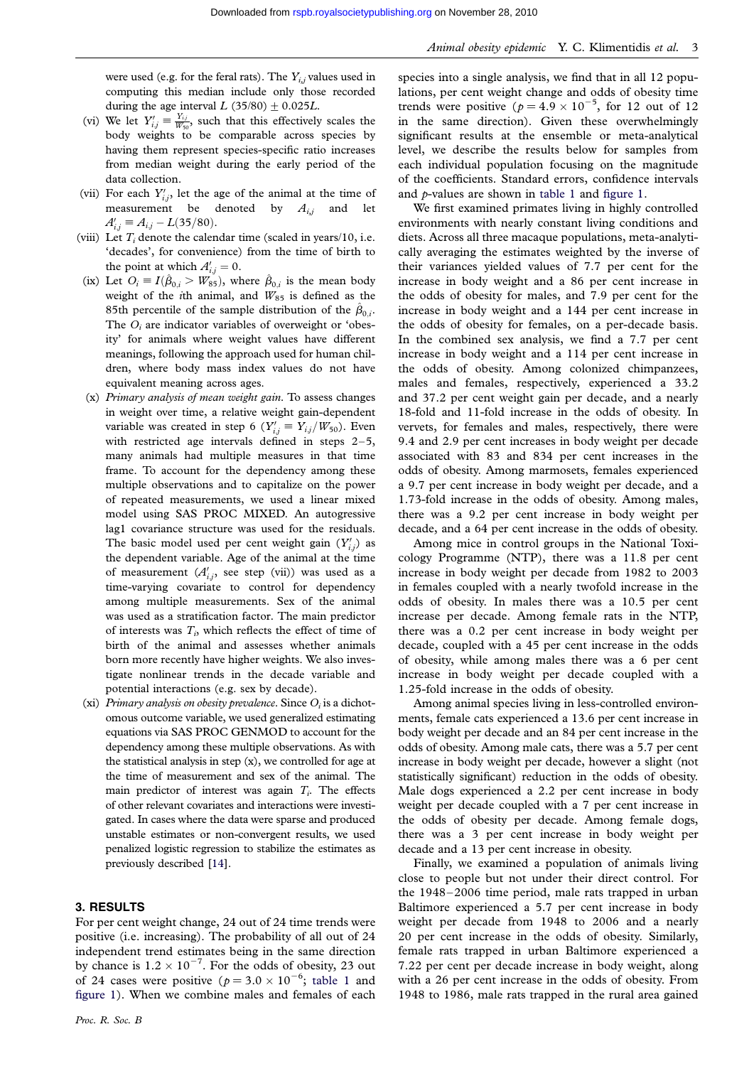were used (e.g. for the feral rats). The $Y_{i,j}$ values used in computing this median include only those recorded during the age interval $L$ (35/80) $\pm$ 0.025$L$.

(vi) We let $Y'_{i,j} \equiv \frac{Y_{i,j}}{W_{50}}$, such that this effectively scales the body weights to be comparable across species by having them represent species-specific ratio increases from median weight during the early period of the data collection.

(vii) For each $Y'_{i,j}$, let the age of the animal at the time of measurement be denoted by $A_{i,j}$ and let $A'_{i,j} \equiv A_{i,j} - L(35/80)$.

(viii) Let $T_i$ denote the calendar time (scaled in years/10, i.e. 'decades', for convenience) from the time of birth to the point at which $A'_{i,j} = 0$.

(ix) Let $O_i \equiv I(\hat{\beta}_{0,i} > W_{85})$, where $\hat{\beta}_{0,i}$ is the mean body weight of the $i$th animal, and $W_{85}$ is defined as the 85th percentile of the sample distribution of the $\hat{\beta}_{0,i}$. The $O_i$ are indicator variables of overweight or 'obesity' for animals where weight values have different meanings, following the approach used for human children, where body mass index values do not have equivalent meaning across ages.

(x) *Primary analysis of mean weight gain*. To assess changes in weight over time, a relative weight gain-dependent variable was created in step 6 ($Y'_{i,j} \equiv Y_{i,j}/W_{50}$). Even with restricted age intervals defined in steps 2–5, many animals had multiple measures in that time frame. To account for the dependency among these multiple observations and to capitalize on the power of repeated measurements, we used a linear mixed model using SAS PROC MIXED. An autogressive lag1 covariance structure was used for the residuals. The basic model used per cent weight gain ($Y'_{i,j}$) as the dependent variable. Age of the animal at the time of measurement ($A'_{i,j}$, see step (vii)) was used as a time-varying covariate to control for dependency among multiple measurements. Sex of the animal was used as a stratification factor. The main predictor of interests was $T_i$, which reflects the effect of time of birth of the animal and assesses whether animals born more recently have higher weights. We also investigate nonlinear trends in the decade variable and potential interactions (e.g. sex by decade).

(xi) *Primary analysis on obesity prevalence*. Since $O_i$ is a dichotomous outcome variable, we used generalized estimating equations via SAS PROC GENMOD to account for the dependency among these multiple observations. As with the statistical analysis in step (x), we controlled for age at the time of measurement and sex of the animal. The main predictor of interest was again $T_i$. The effects of other relevant covariates and interactions were investigated. In cases where the data were sparse and produced unstable estimates or non-convergent results, we used penalized logistic regression to stabilize the estimates as previously described [14].

## 3. RESULTS

For per cent weight change, 24 out of 24 time trends were positive (i.e. increasing). The probability of all out of 24 independent trend estimates being in the same direction by chance is $1.2 \times 10^{-7}$. For the odds of obesity, 23 out of 24 cases were positive ($p = 3.0 \times 10^{-6}$; table 1 and figure 1). When we combine males and females of each species into a single analysis, we find that in all 12 populations, per cent weight change and odds of obesity time trends were positive ($p = 4.9 \times 10^{-5}$, for 12 out of 12 in the same direction). Given these overwhelmingly significant results at the ensemble or meta-analytical level, we describe the results below for samples from each individual population focusing on the magnitude of the coefficients. Standard errors, confidence intervals and $p$-values are shown in table 1 and figure 1.

We first examined primates living in highly controlled environments with nearly constant living conditions and diets. Across all three macaque populations, meta-analytically averaging the estimates weighted by the inverse of their variances yielded values of 7.7 per cent for the increase in body weight and a 86 per cent increase in the odds of obesity for males, and 7.9 per cent for the increase in body weight and a 144 per cent increase in the odds of obesity for females, on a per-decade basis. In the combined sex analysis, we find a 7.7 per cent increase in body weight and a 114 per cent increase in the odds of obesity. Among colonized chimpanzees, males and females, respectively, experienced a 33.2 and 37.2 per cent weight gain per decade, and a nearly 18-fold and 11-fold increase in the odds of obesity. In vervets, for females and males, respectively, there were 9.4 and 2.9 per cent increases in body weight per decade associated with 83 and 834 per cent increases in the odds of obesity. Among marmosets, females experienced a 9.7 per cent increase in body weight per decade, and a 1.73-fold increase in the odds of obesity. Among males, there was a 9.2 per cent increase in body weight per decade, and a 64 per cent increase in the odds of obesity.

Among mice in control groups in the National Toxicology Programme (NTP), there was a 11.8 per cent increase in body weight per decade from 1982 to 2003 in females coupled with a nearly twofold increase in the odds of obesity. In males there was a 10.5 per cent increase per decade. Among female rats in the NTP, there was a 0.2 per cent increase in body weight per decade, coupled with a 45 per cent increase in the odds of obesity, while among males there was a 6 per cent increase in body weight per decade coupled with a 1.25-fold increase in the odds of obesity.

Among animal species living in less-controlled environments, female cats experienced a 13.6 per cent increase in body weight per decade and an 84 per cent increase in the odds of obesity. Among male cats, there was a 5.7 per cent increase in body weight per decade, however a slight (not statistically significant) reduction in the odds of obesity. Male dogs experienced a 2.2 per cent increase in body weight per decade coupled with a 7 per cent increase in the odds of obesity per decade. Among female dogs, there was a 3 per cent increase in body weight per decade and a 13 per cent increase in obesity.

Finally, we examined a population of animals living close to people but not under their direct control. For the 1948–2006 time period, male rats trapped in urban Baltimore experienced a 5.7 per cent increase in body weight per decade from 1948 to 2006 and a nearly 20 per cent increase in the odds of obesity. Similarly, female rats trapped in urban Baltimore experienced a 7.22 per cent per decade increase in body weight, along with a 26 per cent increase in the odds of obesity. From 1948 to 1986, male rats trapped in the rural area gained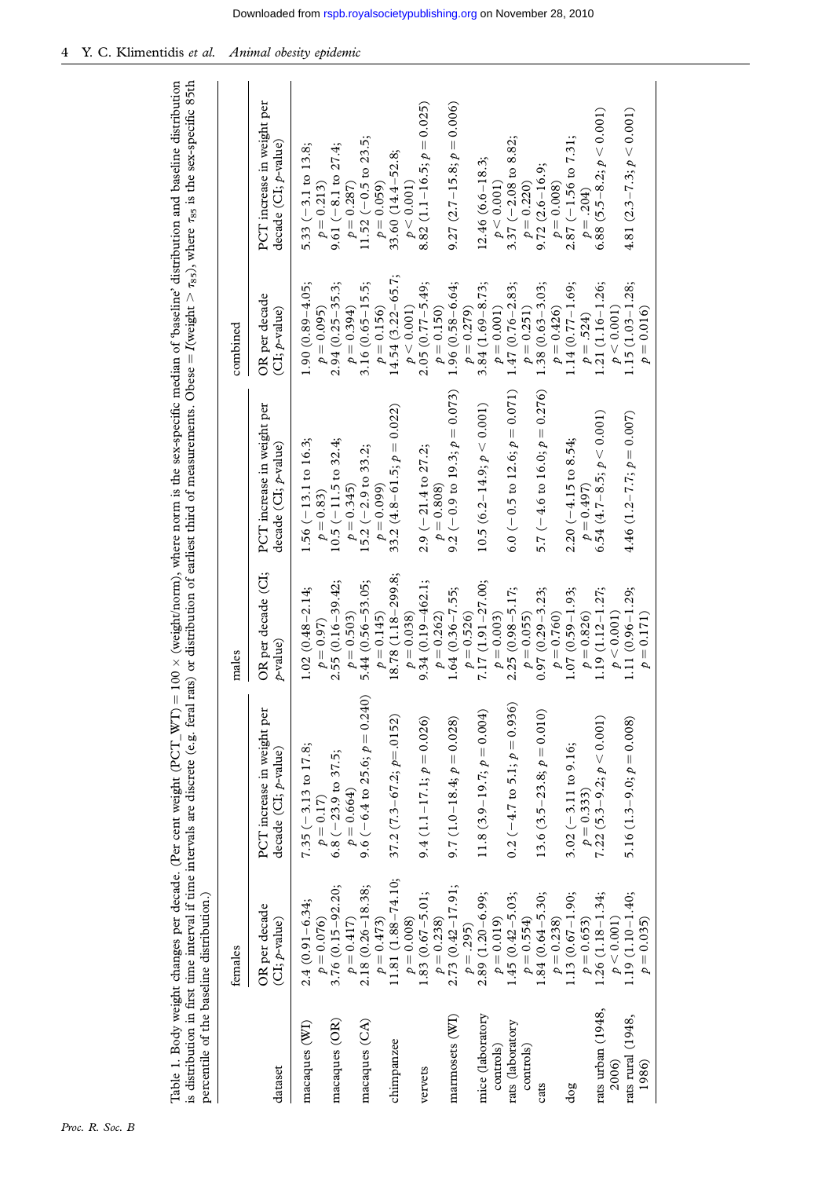Table 1. Body weight changes per decade. (Per cent weight (PCT_WT) = 100 × (weight/norm), where norm is the sex-specific median of 'baseline' distribution and baseline distribution is distribution in first time interval if time intervals are discrete (e.g. feral rats) or distribution of earliest third of measurements. Obese = $I$(weight > $\tau_{85}$), where $\tau_{85}$ is the sex-specific 85th percentile of the baseline distribution.)

| dataset | females | | males | | combined | |
|---|---|---|---|---|---|---|
| | OR per decade (CI; $p$-value) | PCT increase in weight per decade (CI; $p$-value) | OR per decade (CI; $p$-value) | PCT increase in weight per decade (CI; $p$-value) | OR per decade (CI; $p$-value) | PCT increase in weight per decade (CI; $p$-value) |
| macaques (WI) | 2.4 (0.91–6.34; $p = 0.076$) | 7.35 (−3.13 to 17.8; $p = 0.17$) | 1.02 (0.48–2.14; $p = 0.97$) | 1.56 (−13.1 to 16.3; $p = 0.83$) | 1.90 (0.89–4.05; $p = 0.095$) | 5.33 (−3.1 to 13.8; $p = 0.213$) |
| macaques (OR) | 3.76 (0.15–92.20; $p = 0.417$) | 6.8 (−23.9 to 37.5; $p = 0.664$) | 2.55 (0.16–39.42; $p = 0.503$) | 10.5 (−11.5 to 32.4; $p = 0.345$) | 2.94 (0.25–35.3; $p = 0.394$) | 9.61 (−8.1 to 27.4; $p = 0.287$) |
| macaques (CA) | 2.18 (0.26–18.38; $p = 0.473$) | 9.6 (−6.4 to 25.6; $p = 0.240$) | 5.44 (0.56–53.05; $p = 0.145$) | 15.2 (−2.9 to 33.2; $p = 0.099$) | 3.16 (0.65–15.5; $p = 0.156$) | 11.52 (−0.5 to 23.5; $p = 0.059$) |
| chimpanzee | 11.81 (1.88–74.10; $p = 0.008$) | 37.2 (7.3–67.2; $p = .0152$) | 18.78 (1.18–299.8; $p = 0.038$) | 33.2 (4.8–61.5; $p = 0.022$) | 14.54 (3.22–65.7; $p < 0.001$) | 33.60 (14.4–52.8; $p < 0.001$) |
| vervets | 1.83 (0.67–5.01; $p = 0.238$) | 9.4 (1.1–17.1; $p = 0.026$) | 9.34 (0.19–462.1; $p = 0.262$) | 2.9 (−21.4 to 27.2; $p = 0.808$) | 2.05 (0.77–5.49; $p = 0.150$) | 8.82 (1.1–16.5; $p = 0.025$) |
| marmosets (WI) | 2.73 (0.42–17.91; $p = .295$) | 9.7 (1.0–18.4; $p = 0.028$) | 1.64 (0.36–7.55; $p = 0.526$) | 9.2 (−0.9 to 19.3; $p = 0.073$) | 1.96 (0.58–6.64; $p = 0.279$) | 9.27 (2.7–15.8; $p = 0.006$) |
| mice (laboratory controls) | 2.89 (1.20–6.99; $p = 0.019$) | 11.8 (3.9–19.7; $p = 0.004$) | 7.17 (1.91–27.00; $p = 0.003$) | 10.5 (6.2–14.9; $p < 0.001$) | 3.84 (1.69–8.73; $p = 0.001$) | 12.46 (6.6–18.3; $p < 0.001$) |
| rats (laboratory controls) | 1.45 (0.42–5.03; $p = 0.554$) | 0.2 (−4.7 to 5.1; $p = 0.936$) | 2.25 (0.98–5.17; $p = 0.055$) | 6.0 (−0.5 to 12.6; $p = 0.071$) | 1.47 (0.76–2.83; $p = 0.251$) | 3.37 (−2.08 to 8.82; $p = 0.220$) |
| cats | 1.84 (0.64–5.30; $p = 0.238$) | 13.6 (3.5–23.8; $p = 0.010$) | 0.97 (0.29–3.23; $p = 0.760$) | 5.7 (−4.6 to 16.0; $p = 0.276$) | 1.38 (0.63–3.03; $p = 0.426$) | 9.72 (2.6–16.9; $p = 0.008$) |
| dog | 1.13 (0.67–1.90; $p = 0.653$) | 3.02 (−3.11 to 9.16; $p = 0.333$) | 1.07 (0.59–1.93; $p = 0.826$) | 2.20 (−4.15 to 8.54; $p = 0.497$) | 1.14 (0.77–1.69; $p = .524$) | 2.87 (−1.56 to 7.31; $p = .204$) |
| rats urban (1948, 2006) | 1.26 (1.18–1.34; $p < 0.001$) | 7.22 (5.3–9.2; $p < 0.001$) | 1.19 (1.12–1.27; $p < 0.001$) | 6.54 (4.7–8.5; $p < 0.001$) | 1.21 (1.16–1.26; $p < 0.001$) | 6.88 (5.5–8.2; $p < 0.001$) |
| rats rural (1948, 1986) | 1.19 (1.10–1.40; $p = 0.035$) | 5.16 (1.3–9.0; $p = 0.008$) | 1.11 (0.96–1.29; $p = 0.171$) | 4.46 (1.2–7.7; $p = 0.007$) | 1.15 (1.03–1.28; $p = 0.016$) | 4.81 (2.3–7.3; $p < 0.001$) |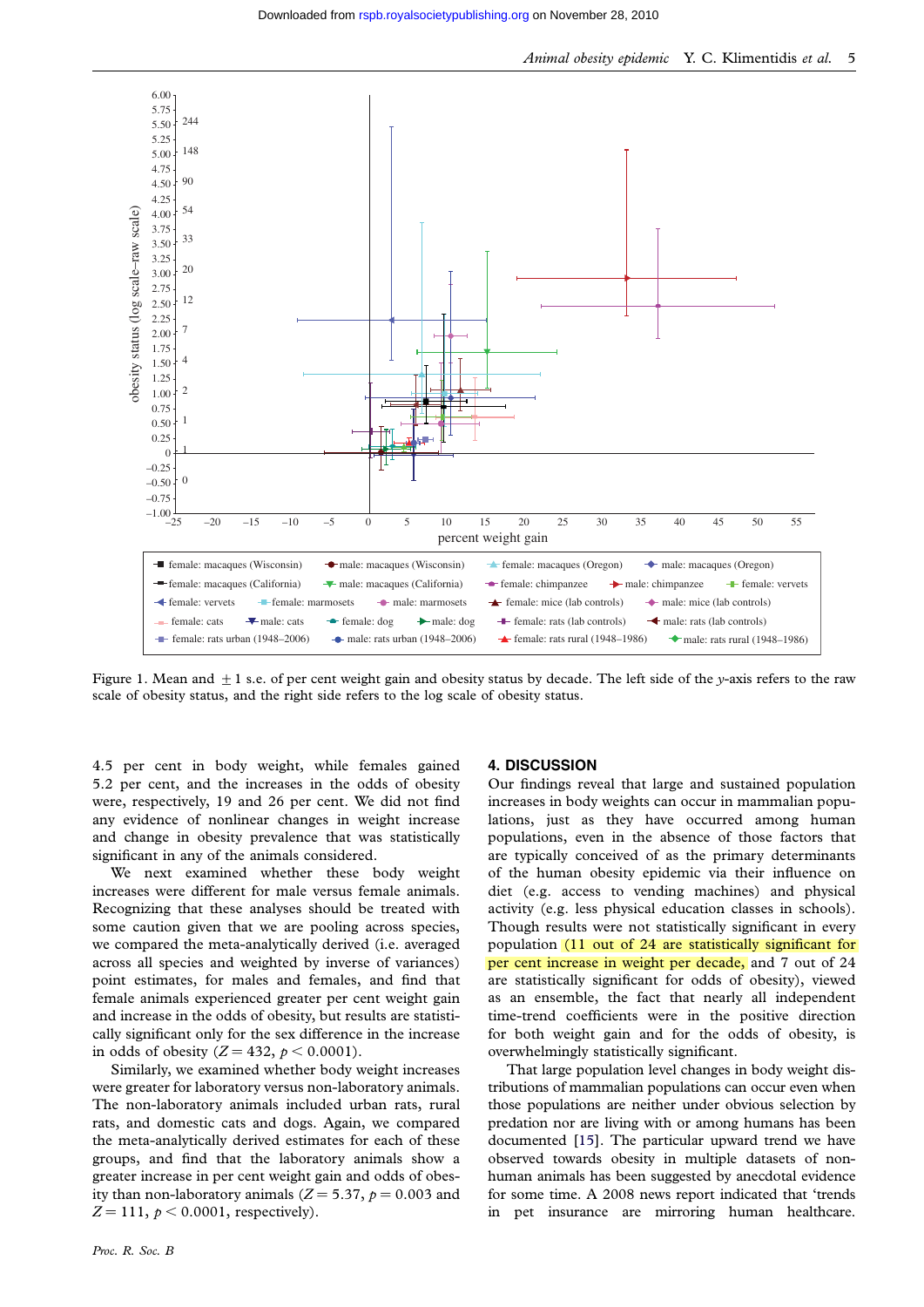Downloaded from rspb.royalsocietypublishing.org on November 28, 2010

obesity status (log scale–raw scale)

6.00
5.75
5.50 244
5.25
5.00 148
4.75
4.50 90
4.25
4.00 54
3.75
3.50 33
3.25
3.00 20
2.75
2.50 12
2.25
2.00 7
1.75
1.50 4
1.25
1.00 2
0.75
0.50 1
0.25
0 1
−0.25
−0.50 0
−0.75
−1.00

−25 −20 −15 −10 −5 0 5 10 15 20 25 30 35 40 45 50 55

percent weight gain

female: macaques (Wisconsin)
male: macaques (Wisconsin)
female: macaques (Oregon)
male: macaques (Oregon)
female: macaques (California)
male: macaques (California)
female: chimpanzee
male: chimpanzee
female: vervets
female: vervets
female: marmosets
male: marmosets
female: mice (lab controls)
male: mice (lab controls)
female: cats
male: cats
female: dog
male: dog
female: rats (lab controls)
male: rats (lab controls)
female: rats urban (1948–2006)
male: rats urban (1948–2006)
female: rats rural (1948–1986)
male: rats rural (1948–1986)

Figure 1. Mean and ±1 s.e. of per cent weight gain and obesity status by decade. The left side of the *y*-axis refers to the raw scale of obesity status, and the right side refers to the log scale of obesity status.

4.5 per cent in body weight, while females gained 5.2 per cent, and the increases in the odds of obesity were, respectively, 19 and 26 per cent. We did not find any evidence of nonlinear changes in weight increase and change in obesity prevalence that was statistically significant in any of the animals considered.

We next examined whether these body weight increases were different for male versus female animals. Recognizing that these analyses should be treated with some caution given that we are pooling across species, we compared the meta-analytically derived (i.e. averaged across all species and weighted by inverse of variances) point estimates, for males and females, and find that female animals experienced greater per cent weight gain and increase in the odds of obesity, but results are statistically significant only for the sex difference in the increase in odds of obesity ($Z = 432$, $p < 0.0001$).

Similarly, we examined whether body weight increases were greater for laboratory versus non-laboratory animals. The non-laboratory animals included urban rats, rural rats, and domestic cats and dogs. Again, we compared the meta-analytically derived estimates for each of these groups, and find that the laboratory animals show a greater increase in per cent weight gain and odds of obesity than non-laboratory animals ($Z = 5.37$, $p = 0.003$ and $Z = 111$, $p < 0.0001$, respectively).

## 4. DISCUSSION

Our findings reveal that large and sustained population increases in body weights can occur in mammalian populations, just as they have occurred among human populations, even in the absence of those factors that are typically conceived of as the primary determinants of the human obesity epidemic via their influence on diet (e.g. access to vending machines) and physical activity (e.g. less physical education classes in schools). Though results were not statistically significant in every population (11 out of 24 are statistically significant for per cent increase in weight per decade, and 7 out of 24 are statistically significant for odds of obesity), viewed as an ensemble, the fact that nearly all independent time-trend coefficients were in the positive direction for both weight gain and for the odds of obesity, is overwhelmingly statistically significant.

That large population level changes in body weight distributions of mammalian populations can occur even when those populations are neither under obvious selection by predation nor are living with or among humans has been documented [15]. The particular upward trend we have observed towards obesity in multiple datasets of non-human animals has been suggested by anecdotal evidence for some time. A 2008 news report indicated that 'trends in pet insurance are mirroring human healthcare.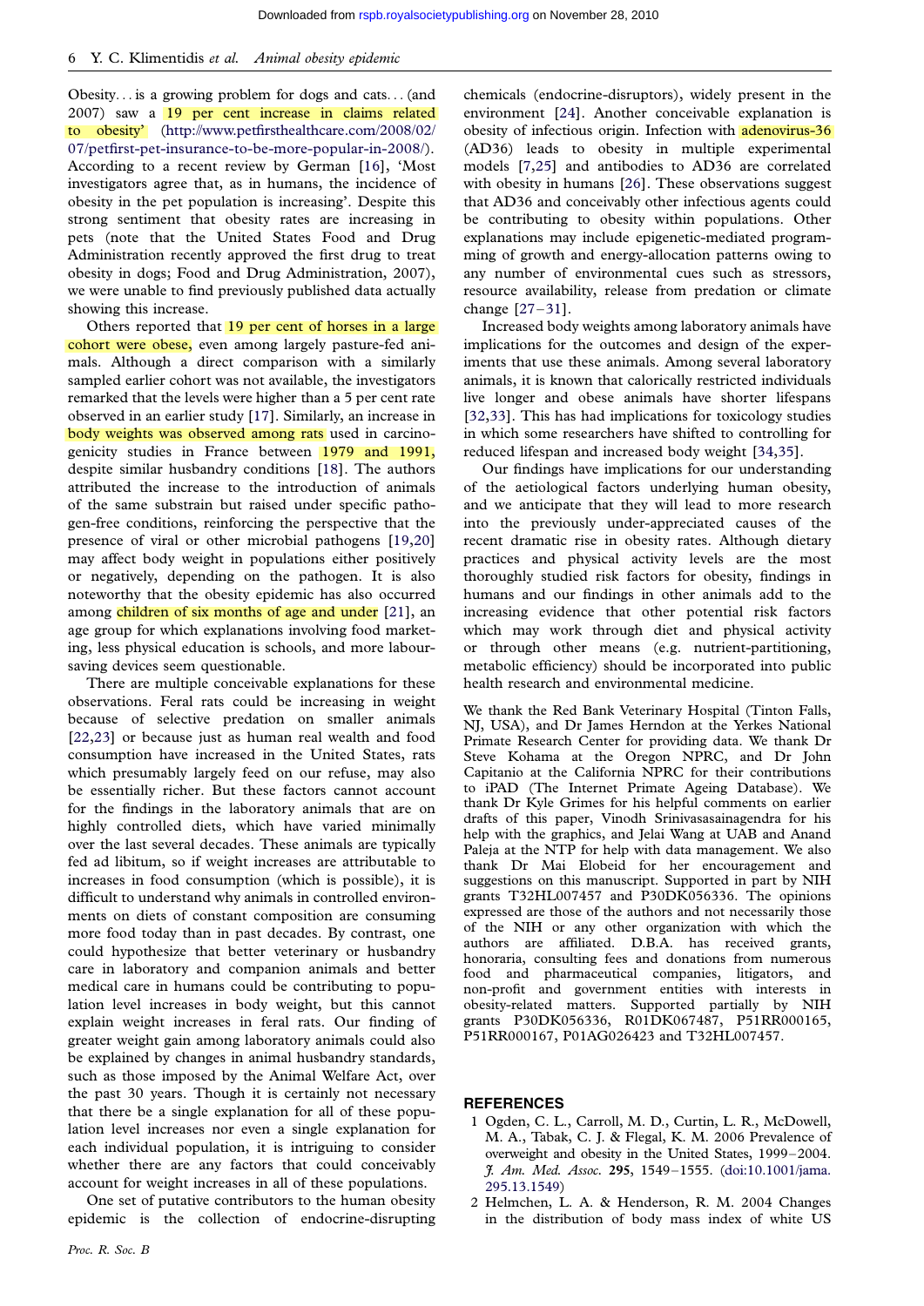Obesity... is a growing problem for dogs and cats... (and 2007) saw a 19 per cent increase in claims related to obesity' (http://www.petfirsthealthcare.com/2008/02/07/petfirst-pet-insurance-to-be-more-popular-in-2008/). According to a recent review by German [16], 'Most investigators agree that, as in humans, the incidence of obesity in the pet population is increasing'. Despite this strong sentiment that obesity rates are increasing in pets (note that the United States Food and Drug Administration recently approved the first drug to treat obesity in dogs; Food and Drug Administration, 2007), we were unable to find previously published data actually showing this increase.

Others reported that 19 per cent of horses in a large cohort were obese, even among largely pasture-fed animals. Although a direct comparison with a similarly sampled earlier cohort was not available, the investigators remarked that the levels were higher than a 5 per cent rate observed in an earlier study [17]. Similarly, an increase in body weights was observed among rats used in carcinogenicity studies in France between 1979 and 1991, despite similar husbandry conditions [18]. The authors attributed the increase to the introduction of animals of the same substrain but raised under specific pathogen-free conditions, reinforcing the perspective that the presence of viral or other microbial pathogens [19,20] may affect body weight in populations either positively or negatively, depending on the pathogen. It is also noteworthy that the obesity epidemic has also occurred among children of six months of age and under [21], an age group for which explanations involving food marketing, less physical education is schools, and more labour-saving devices seem questionable.

There are multiple conceivable explanations for these observations. Feral rats could be increasing in weight because of selective predation on smaller animals [22,23] or because just as human real wealth and food consumption have increased in the United States, rats which presumably largely feed on our refuse, may also be essentially richer. But these factors cannot account for the findings in the laboratory animals that are on highly controlled diets, which have varied minimally over the last several decades. These animals are typically fed ad libitum, so if weight increases are attributable to increases in food consumption (which is possible), it is difficult to understand why animals in controlled environments on diets of constant composition are consuming more food today than in past decades. By contrast, one could hypothesize that better veterinary or husbandry care in laboratory and companion animals and better medical care in humans could be contributing to population level increases in body weight, but this cannot explain weight increases in feral rats. Our finding of greater weight gain among laboratory animals could also be explained by changes in animal husbandry standards, such as those imposed by the Animal Welfare Act, over the past 30 years. Though it is certainly not necessary that there be a single explanation for all of these population level increases nor even a single explanation for each individual population, it is intriguing to consider whether there are any factors that could conceivably account for weight increases in all of these populations.

One set of putative contributors to the human obesity epidemic is the collection of endocrine-disrupting chemicals (endocrine-disruptors), widely present in the environment [24]. Another conceivable explanation is obesity of infectious origin. Infection with adenovirus-36 (AD36) leads to obesity in multiple experimental models [7,25] and antibodies to AD36 are correlated with obesity in humans [26]. These observations suggest that AD36 and conceivably other infectious agents could be contributing to obesity within populations. Other explanations may include epigenetic-mediated programming of growth and energy-allocation patterns owing to any number of environmental cues such as stressors, resource availability, release from predation or climate change [27–31].

Increased body weights among laboratory animals have implications for the outcomes and design of the experiments that use these animals. Among several laboratory animals, it is known that calorically restricted individuals live longer and obese animals have shorter lifespans [32,33]. This has had implications for toxicology studies in which some researchers have shifted to controlling for reduced lifespan and increased body weight [34,35].

Our findings have implications for our understanding of the aetiological factors underlying human obesity, and we anticipate that they will lead to more research into the previously under-appreciated causes of the recent dramatic rise in obesity rates. Although dietary practices and physical activity levels are the most thoroughly studied risk factors for obesity, findings in humans and our findings in other animals add to the increasing evidence that other potential risk factors which may work through diet and physical activity or through other means (e.g. nutrient-partitioning, metabolic efficiency) should be incorporated into public health research and environmental medicine.

We thank the Red Bank Veterinary Hospital (Tinton Falls, NJ, USA), and Dr James Herndon at the Yerkes National Primate Research Center for providing data. We thank Dr Steve Kohama at the Oregon NPRC, and Dr John Capitanio at the California NPRC for their contributions to iPAD (The Internet Primate Ageing Database). We thank Dr Kyle Grimes for his helpful comments on earlier drafts of this paper, Vinodh Srinivasasainagendra for his help with the graphics, and Jelai Wang at UAB and Anand Paleja at the NTP for help with data management. We also thank Dr Mai Elobeid for her encouragement and suggestions on this manuscript. Supported in part by NIH grants T32HL007457 and P30DK056336. The opinions expressed are those of the authors and not necessarily those of the NIH or any other organization with which the authors are affiliated. D.B.A. has received grants, honoraria, consulting fees and donations from numerous food and pharmaceutical companies, litigators, and non-profit and government entities with interests in obesity-related matters. Supported partially by NIH grants P30DK056336, R01DK067487, P51RR000165, P51RR000167, P01AG026423 and T32HL007457.

## REFERENCES

1. Ogden, C. L., Carroll, M. D., Curtin, L. R., McDowell, M. A., Tabak, C. J. & Flegal, K. M. 2006 Prevalence of overweight and obesity in the United States, 1999–2004. *J. Am. Med. Assoc.* **295**, 1549–1555. (doi:10.1001/jama.295.13.1549)
2. Helmchen, L. A. & Henderson, R. M. 2004 Changes in the distribution of body mass index of white US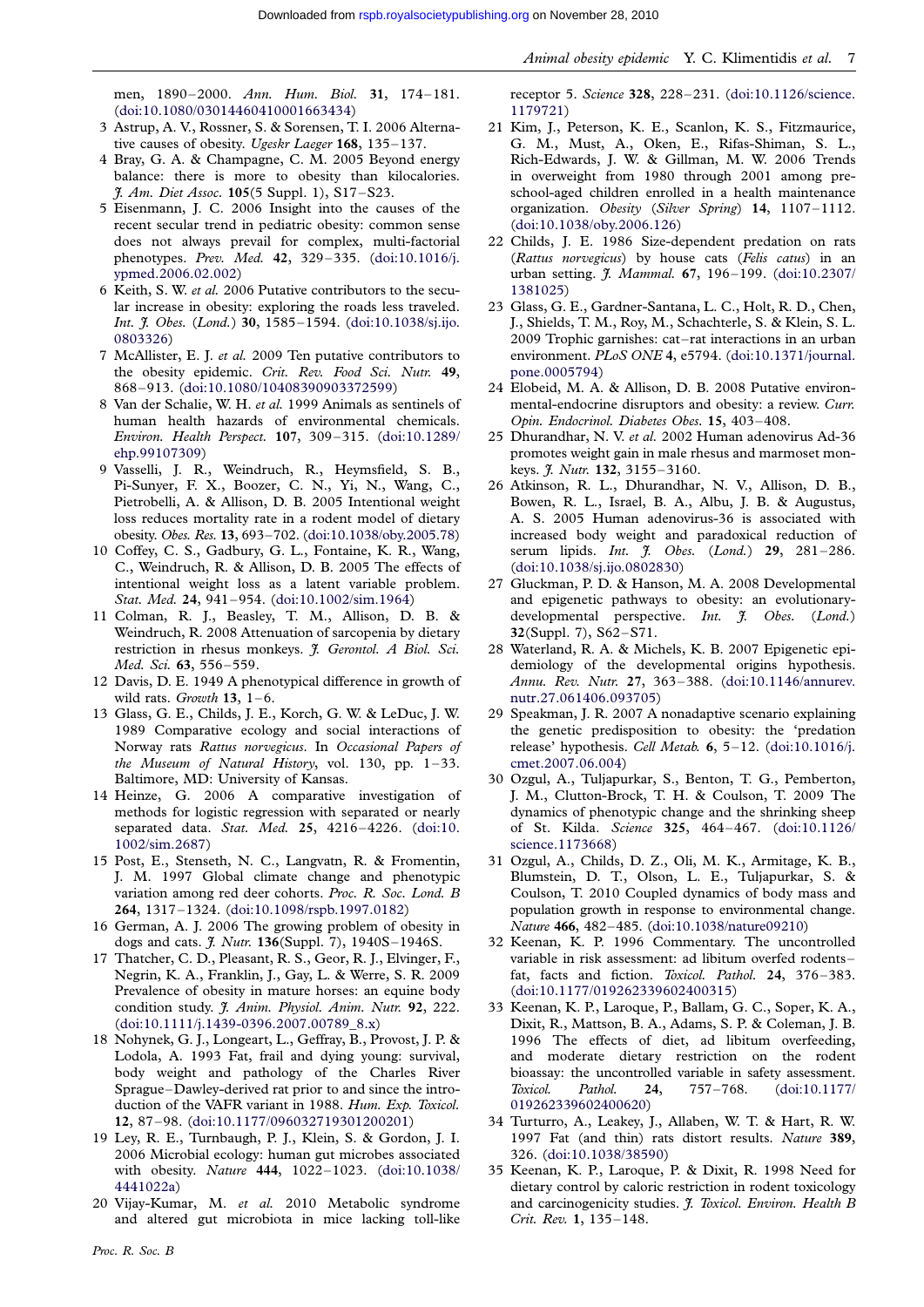men, 1890–2000. *Ann. Hum. Biol.* **31**, 174–181. (doi:10.1080/03014460410001663434)

3 Astrup, A. V., Rossner, S. & Sorensen, T. I. 2006 Alternative causes of obesity. *Ugeskr Laeger* **168**, 135–137.

4 Bray, G. A. & Champagne, C. M. 2005 Beyond energy balance: there is more to obesity than kilocalories. *J. Am. Diet Assoc.* **105**(5 Suppl. 1), S17–S23.

5 Eisenmann, J. C. 2006 Insight into the causes of the recent secular trend in pediatric obesity: common sense does not always prevail for complex, multi-factorial phenotypes. *Prev. Med.* **42**, 329–335. (doi:10.1016/j.ypmed.2006.02.002)

6 Keith, S. W. *et al.* 2006 Putative contributors to the secular increase in obesity: exploring the roads less traveled. *Int. J. Obes.* (*Lond.*) **30**, 1585–1594. (doi:10.1038/sj.ijo.0803326)

7 McAllister, E. J. *et al.* 2009 Ten putative contributors to the obesity epidemic. *Crit. Rev. Food Sci. Nutr.* **49**, 868–913. (doi:10.1080/10408390903372599)

8 Van der Schalie, W. H. *et al.* 1999 Animals as sentinels of human health hazards of environmental chemicals. *Environ. Health Perspect.* **107**, 309–315. (doi:10.1289/ehp.99107309)

9 Vasselli, J. R., Weindruch, R., Heymsfield, S. B., Pi-Sunyer, F. X., Boozer, C. N., Yi, N., Wang, C., Pietrobelli, A. & Allison, D. B. 2005 Intentional weight loss reduces mortality rate in a rodent model of dietary obesity. *Obes. Res.* **13**, 693–702. (doi:10.1038/oby.2005.78)

10 Coffey, C. S., Gadbury, G. L., Fontaine, K. R., Wang, C., Weindruch, R. & Allison, D. B. 2005 The effects of intentional weight loss as a latent variable problem. *Stat. Med.* **24**, 941–954. (doi:10.1002/sim.1964)

11 Colman, R. J., Beasley, T. M., Allison, D. B. & Weindruch, R. 2008 Attenuation of sarcopenia by dietary restriction in rhesus monkeys. *J. Gerontol. A Biol. Sci. Med. Sci.* **63**, 556–559.

12 Davis, D. E. 1949 A phenotypical difference in growth of wild rats. *Growth* **13**, 1–6.

13 Glass, G. E., Childs, J. E., Korch, G. W. & LeDuc, J. W. 1989 Comparative ecology and social interactions of Norway rats *Rattus norvegicus*. In *Occasional Papers of the Museum of Natural History*, vol. 130, pp. 1–33. Baltimore, MD: University of Kansas.

14 Heinze, G. 2006 A comparative investigation of methods for logistic regression with separated or nearly separated data. *Stat. Med.* **25**, 4216–4226. (doi:10.1002/sim.2687)

15 Post, E., Stenseth, N. C., Langvatn, R. & Fromentin, J. M. 1997 Global climate change and phenotypic variation among red deer cohorts. *Proc. R. Soc. Lond. B* **264**, 1317–1324. (doi:10.1098/rspb.1997.0182)

16 German, A. J. 2006 The growing problem of obesity in dogs and cats. *J. Nutr.* **136**(Suppl. 7), 1940S–1946S.

17 Thatcher, C. D., Pleasant, R. S., Geor, R. J., Elvinger, F., Negrin, K. A., Franklin, J., Gay, L. & Werre, S. R. 2009 Prevalence of obesity in mature horses: an equine body condition study. *J. Anim. Physiol. Anim. Nutr.* **92**, 222. (doi:10.1111/j.1439-0396.2007.00789_8.x)

18 Nohynek, G. J., Longeart, L., Geffray, B., Provost, J. P. & Lodola, A. 1993 Fat, frail and dying young: survival, body weight and pathology of the Charles River Sprague–Dawley-derived rat prior to and since the introduction of the VAFR variant in 1988. *Hum. Exp. Toxicol.* **12**, 87–98. (doi:10.1177/096032719301200201)

19 Ley, R. E., Turnbaugh, P. J., Klein, S. & Gordon, J. I. 2006 Microbial ecology: human gut microbes associated with obesity. *Nature* **444**, 1022–1023. (doi:10.1038/4441022a)

20 Vijay-Kumar, M. *et al.* 2010 Metabolic syndrome and altered gut microbiota in mice lacking toll-like receptor 5. *Science* **328**, 228–231. (doi:10.1126/science.1179721)

21 Kim, J., Peterson, K. E., Scanlon, K. S., Fitzmaurice, G. M., Must, A., Oken, E., Rifas-Shiman, S. L., Rich-Edwards, J. W. & Gillman, M. W. 2006 Trends in overweight from 1980 through 2001 among preschool-aged children enrolled in a health maintenance organization. *Obesity* (*Silver Spring*) **14**, 1107–1112. (doi:10.1038/oby.2006.126)

22 Childs, J. E. 1986 Size-dependent predation on rats (*Rattus norvegicus*) by house cats (*Felis catus*) in an urban setting. *J. Mammal.* **67**, 196–199. (doi:10.2307/1381025)

23 Glass, G. E., Gardner-Santana, L. C., Holt, R. D., Chen, J., Shields, T. M., Roy, M., Schachterle, S. & Klein, S. L. 2009 Trophic garnishes: cat–rat interactions in an urban environment. *PLoS ONE* **4**, e5794. (doi:10.1371/journal.pone.0005794)

24 Elobeid, M. A. & Allison, D. B. 2008 Putative environmental-endocrine disruptors and obesity: a review. *Curr. Opin. Endocrinol. Diabetes Obes.* **15**, 403–408.

25 Dhurandhar, N. V. *et al.* 2002 Human adenovirus Ad-36 promotes weight gain in male rhesus and marmoset monkeys. *J. Nutr.* **132**, 3155–3160.

26 Atkinson, R. L., Dhurandhar, N. V., Allison, D. B., Bowen, R. L., Israel, B. A., Albu, J. B. & Augustus, A. S. 2005 Human adenovirus-36 is associated with increased body weight and paradoxical reduction of serum lipids. *Int. J. Obes.* (*Lond.*) **29**, 281–286. (doi:10.1038/sj.ijo.0802830)

27 Gluckman, P. D. & Hanson, M. A. 2008 Developmental and epigenetic pathways to obesity: an evolutionary-developmental perspective. *Int. J. Obes.* (*Lond.*) **32**(Suppl. 7), S62–S71.

28 Waterland, R. A. & Michels, K. B. 2007 Epigenetic epidemiology of the developmental origins hypothesis. *Annu. Rev. Nutr.* **27**, 363–388. (doi:10.1146/annurev.nutr.27.061406.093705)

29 Speakman, J. R. 2007 A nonadaptive scenario explaining the genetic predisposition to obesity: the 'predation release' hypothesis. *Cell Metab.* **6**, 5–12. (doi:10.1016/j.cmet.2007.06.004)

30 Ozgul, A., Tuljapurkar, S., Benton, T. G., Pemberton, J. M., Clutton-Brock, T. H. & Coulson, T. 2009 The dynamics of phenotypic change and the shrinking sheep of St. Kilda. *Science* **325**, 464–467. (doi:10.1126/science.1173668)

31 Ozgul, A., Childs, D. Z., Oli, M. K., Armitage, K. B., Blumstein, D. T., Olson, L. E., Tuljapurkar, S. & Coulson, T. 2010 Coupled dynamics of body mass and population growth in response to environmental change. *Nature* **466**, 482–485. (doi:10.1038/nature09210)

32 Keenan, K. P. 1996 Commentary. The uncontrolled variable in risk assessment: ad libitum overfed rodents–fat, facts and fiction. *Toxicol. Pathol.* **24**, 376–383. (doi:10.1177/019262339602400315)

33 Keenan, K. P., Laroque, P., Ballam, G. C., Soper, K. A., Dixit, R., Mattson, B. A., Adams, S. P. & Coleman, J. B. 1996 The effects of diet, ad libitum overfeeding, and moderate dietary restriction on the rodent bioassay: the uncontrolled variable in safety assessment. *Toxicol. Pathol.* **24**, 757–768. (doi:10.1177/019262339602400620)

34 Turturro, A., Leakey, J., Allaben, W. T. & Hart, R. W. 1997 Fat (and thin) rats distort results. *Nature* **389**, 326. (doi:10.1038/38590)

35 Keenan, K. P., Laroque, P. & Dixit, R. 1998 Need for dietary control by caloric restriction in rodent toxicology and carcinogenicity studies. *J. Toxicol. Environ. Health B Crit. Rev.* **1**, 135–148.